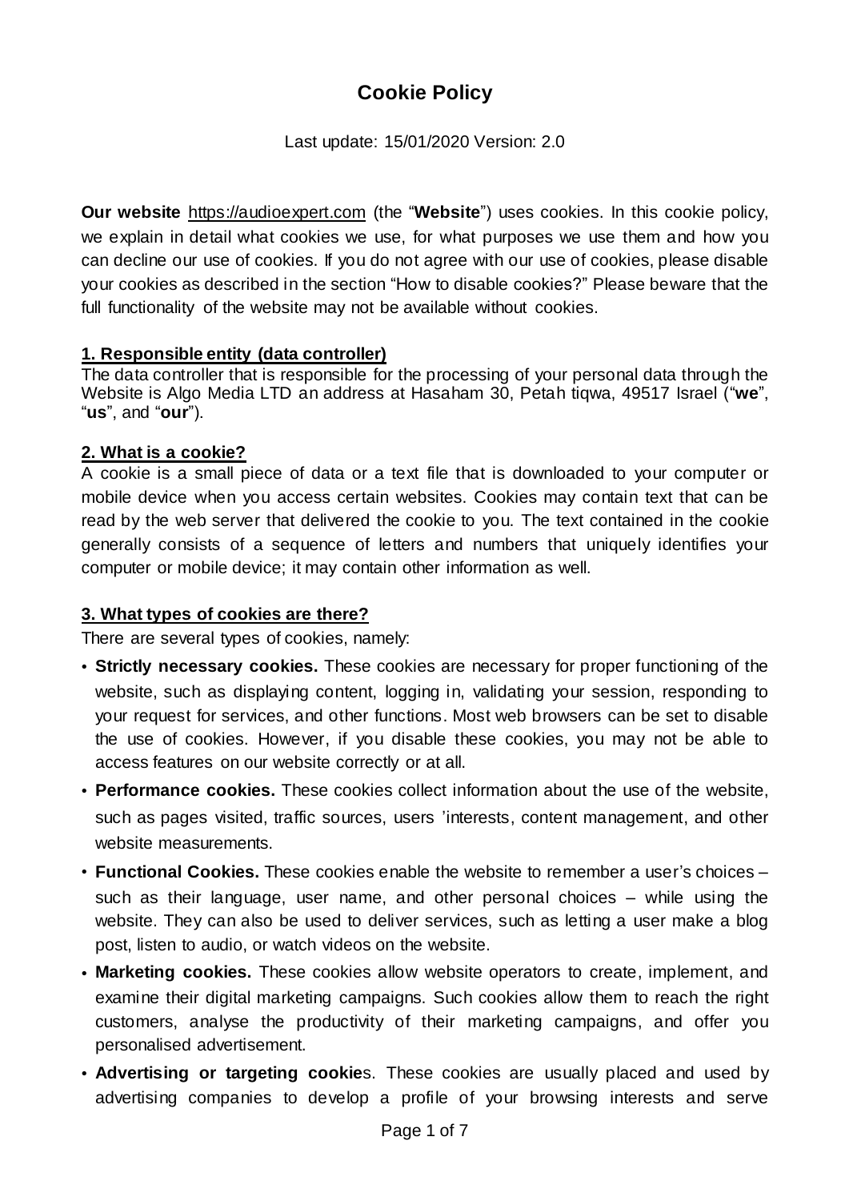# Cookie Policy

Last update: 15/01/2020 Version: 2.0

**Our website** https://audioexpert.com (the "**Website**") uses cookies. In this cookie policy, we explain in detail what cookies we use, for what purposes we use them and how you can decline our use of cookies. If you do not agree with our use of cookies, please disable your cookies as described in the section "How to disable cookies?" Please beware that the full functionality of the website may not be available without cookies.

## 1. Responsible entity (data controller)

The data controller that is responsible for the processing of your personal data through the Website is Algo Media LTD an address at Hasaham 30, Petah tiqwa, 49517 Israel ("**we**", "**us**", and "**our**").

## 2. What is a cookie?

A cookie is a small piece of data or a text file that is downloaded to your computer or mobile device when you access certain websites. Cookies may contain text that can be read by the web server that delivered the cookie to you. The text contained in the cookie generally consists of a sequence of letters and numbers that uniquely identifies your computer or mobile device; it may contain other information as well.

## 3. What types of cookies are there?

There are several types of cookies, namely:

- **Strictly necessary cookies.** These cookies are necessary for proper functioning of the website, such as displaying content, logging in, validating your session, responding to your request for services, and other functions. Most web browsers can be set to disable the use of cookies. However, if you disable these cookies, you may not be able to access features on our website correctly or at all.
- **Performance cookies.** These cookies collect information about the use of the website, such as pages visited, traffic sources, users 'interests, content management, and other website measurements.
- **Functional Cookies.** These cookies enable the website to remember a user's choices – such as their language, user name, and other personal choices – while using the website. They can also be used to deliver services, such as letting a user make a blog post, listen to audio, or watch videos on the website.
- **Marketing cookies.** These cookies allow website operators to create, implement, and examine their digital marketing campaigns. Such cookies allow them to reach the right customers, analyse the productivity of their marketing campaigns, and offer you personalised advertisement.
- **Advertising or targeting cookie**s. These cookies are usually placed and used by advertising companies to develop a profile of your browsing interests and serve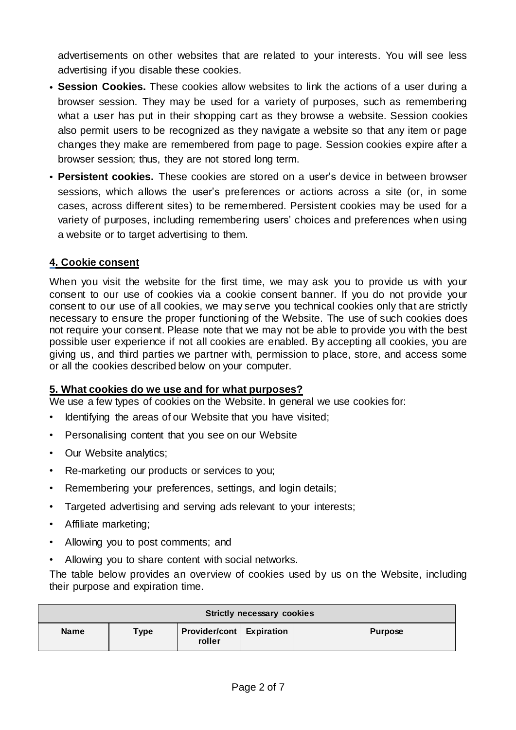advertisements on other websites that are related to your interests. You will see less advertising if you disable these cookies.

- **Session Cookies.** These cookies allow websites to link the actions of a user during a browser session. They may be used for a variety of purposes, such as remembering what a user has put in their shopping cart as they browse a website. Session cookies also permit users to be recognized as they navigate a website so that any item or page changes they make are remembered from page to page. Session cookies expire after a browser session; thus, they are not stored long term.
- **Persistent cookies.** These cookies are stored on a user's device in between browser sessions, which allows the user's preferences or actions across a site (or, in some cases, across different sites) to be remembered. Persistent cookies may be used for a variety of purposes, including remembering users' choices and preferences when using a website or to target advertising to them.

## 4. Cookie consent

When you visit the website for the first time, we may ask you to provide us with your consent to our use of cookies via a cookie consent banner. If you do not provide your consent to our use of all cookies, we may serve you technical cookies only that are strictly necessary to ensure the proper functioning of the Website. The use of such cookies does not require your consent. Please note that we may not be able to provide you with the best possible user experience if not all cookies are enabled. By accepting all cookies, you are giving us, and third parties we partner with, permission to place, store, and access some or all the cookies described below on your computer.

## 5. What cookies do we use and for what purposes?

We use a few types of cookies on the Website. In general we use cookies for:

- Identifying the areas of our Website that you have visited;
- Personalising content that you see on our Website
- Our Website analytics;
- Re-marketing our products or services to you;
- Remembering your preferences, settings, and login details;
- Targeted advertising and serving ads relevant to your interests;
- Affiliate marketing;
- Allowing you to post comments; and
- Allowing you to share content with social networks.

The table below provides an overview of cookies used by us on the Website, including their purpose and expiration time.

| **Strictly necessary cookies** | | | | |
|---|---|---|---|---|
| **Name** | **Type** | **Provider/controller** | **Expiration** | **Purpose** |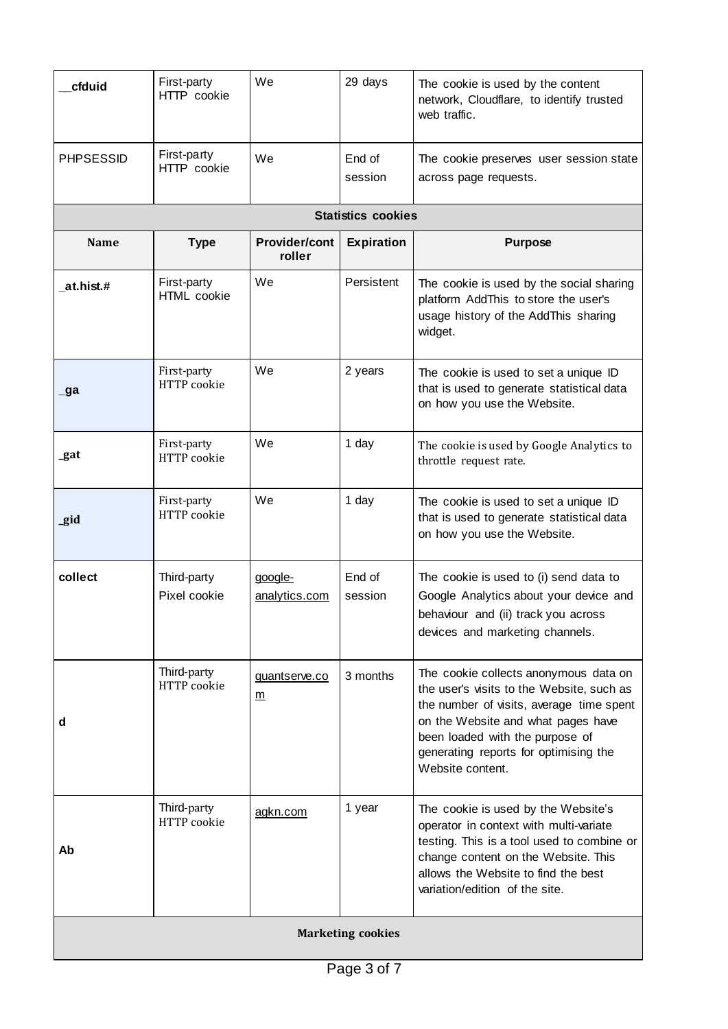| __cfduid | First-party HTTP cookie | We | 29 days | The cookie is used by the content network, Cloudflare, to identify trusted web traffic. |
|---|---|---|---|---|
| PHPSESSID | First-party HTTP cookie | We | End of session | The cookie preserves user session state across page requests. |
| **Statistics cookies** | | | | |
| **Name** | **Type** | **Provider/controller** | **Expiration** | **Purpose** |
| _at.hist.# | First-party HTML cookie | We | Persistent | The cookie is used by the social sharing platform AddThis to store the user's usage history of the AddThis sharing widget. |
| _ga | First-party HTTP cookie | We | 2 years | The cookie is used to set a unique ID that is used to generate statistical data on how you use the Website. |
| _gat | First-party HTTP cookie | We | 1 day | The cookie is used by Google Analytics to throttle request rate. |
| _gid | First-party HTTP cookie | We | 1 day | The cookie is used to set a unique ID that is used to generate statistical data on how you use the Website. |
| collect | Third-party Pixel cookie | google-analytics.com | End of session | The cookie is used to (i) send data to Google Analytics about your device and behaviour and (ii) track you across devices and marketing channels. |
| d | Third-party HTTP cookie | quantserve.com | 3 months | The cookie collects anonymous data on the user's visits to the Website, such as the number of visits, average time spent on the Website and what pages have been loaded with the purpose of generating reports for optimising the Website content. |
| Ab | Third-party HTTP cookie | agkn.com | 1 year | The cookie is used by the Website's operator in context with multi-variate testing. This is a tool used to combine or change content on the Website. This allows the Website to find the best variation/edition of the site. |
| **Marketing cookies** | | | | |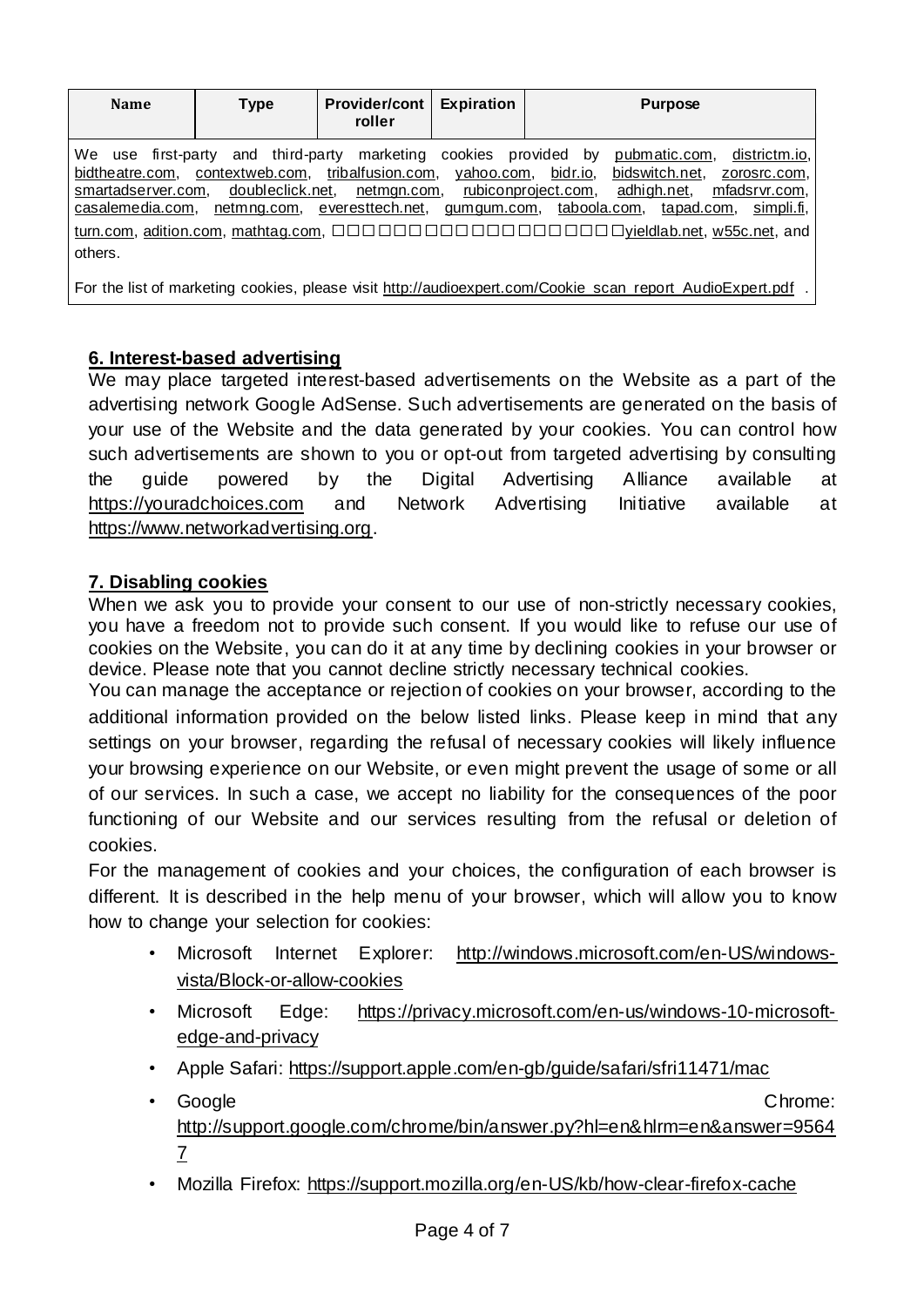| Name | Type | Provider/controller | Expiration | Purpose |
| --- | --- | --- | --- | --- |
| We use first-party and third-party marketing cookies provided by pubmatic.com, districtm.io, bidtheatre.com, contextweb.com, tribalfusion.com, yahoo.com, bidr.io, bidswitch.net, zorosrc.com, smartadserver.com, doubleclick.net, netmgn.com, rubiconproject.com, adhigh.net, mfadsrvr.com, casalemedia.com, netmng.com, everesttech.net, gumgum.com, taboola.com, tapad.com, simpli.fi, turn.com, adition.com, mathtag.com, □□□□□□□□□□□□□□□□□□yieldlab.net, w55c.net, and others. For the list of marketing cookies, please visit http://audioexpert.com/Cookie_scan_report_AudioExpert.pdf . | | | | |

## 6. Interest-based advertising

We may place targeted interest-based advertisements on the Website as a part of the advertising network Google AdSense. Such advertisements are generated on the basis of your use of the Website and the data generated by your cookies. You can control how such advertisements are shown to you or opt-out from targeted advertising by consulting the guide powered by the Digital Advertising Alliance available at https://youradchoices.com and Network Advertising Initiative available at https://www.networkadvertising.org.

## 7. Disabling cookies

When we ask you to provide your consent to our use of non-strictly necessary cookies, you have a freedom not to provide such consent. If you would like to refuse our use of cookies on the Website, you can do it at any time by declining cookies in your browser or device. Please note that you cannot decline strictly necessary technical cookies.

You can manage the acceptance or rejection of cookies on your browser, according to the additional information provided on the below listed links. Please keep in mind that any settings on your browser, regarding the refusal of necessary cookies will likely influence your browsing experience on our Website, or even might prevent the usage of some or all of our services. In such a case, we accept no liability for the consequences of the poor functioning of our Website and our services resulting from the refusal or deletion of cookies.

For the management of cookies and your choices, the configuration of each browser is different. It is described in the help menu of your browser, which will allow you to know how to change your selection for cookies:

- Microsoft Internet Explorer: http://windows.microsoft.com/en-US/windows-vista/Block-or-allow-cookies
- Microsoft Edge: https://privacy.microsoft.com/en-us/windows-10-microsoft-edge-and-privacy
- Apple Safari: https://support.apple.com/en-gb/guide/safari/sfri11471/mac
- Google Chrome: http://support.google.com/chrome/bin/answer.py?hl=en&hlrm=en&answer=95647
- Mozilla Firefox: https://support.mozilla.org/en-US/kb/how-clear-firefox-cache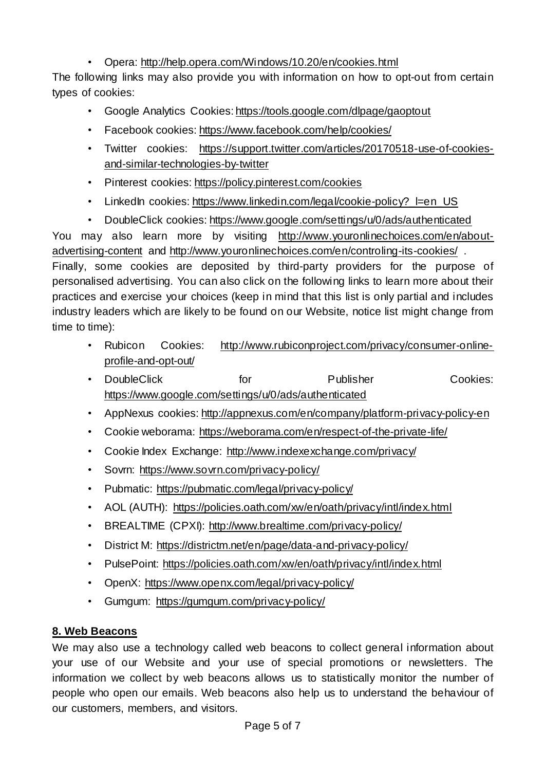- Opera: http://help.opera.com/Windows/10.20/en/cookies.html

The following links may also provide you with information on how to opt-out from certain types of cookies:

- Google Analytics Cookies: https://tools.google.com/dlpage/gaoptout
- Facebook cookies: https://www.facebook.com/help/cookies/
- Twitter cookies: https://support.twitter.com/articles/20170518-use-of-cookies-and-similar-technologies-by-twitter
- Pinterest cookies: https://policy.pinterest.com/cookies
- LinkedIn cookies: https://www.linkedin.com/legal/cookie-policy?_l=en_US
- DoubleClick cookies: https://www.google.com/settings/u/0/ads/authenticated

You may also learn more by visiting http://www.youronlinechoices.com/en/about-advertising-content and http://www.youronlinechoices.com/en/controling-its-cookies/ .

Finally, some cookies are deposited by third-party providers for the purpose of personalised advertising. You can also click on the following links to learn more about their practices and exercise your choices (keep in mind that this list is only partial and includes industry leaders which are likely to be found on our Website, notice list might change from time to time):

- Rubicon Cookies: http://www.rubiconproject.com/privacy/consumer-online-profile-and-opt-out/
- DoubleClick for Publisher Cookies: https://www.google.com/settings/u/0/ads/authenticated
- AppNexus cookies: http://appnexus.com/en/company/platform-privacy-policy-en
- Cookie weborama: https://weborama.com/en/respect-of-the-private-life/
- Cookie Index Exchange: http://www.indexexchange.com/privacy/
- Sovrn: https://www.sovrn.com/privacy-policy/
- Pubmatic: https://pubmatic.com/legal/privacy-policy/
- AOL (AUTH): https://policies.oath.com/xw/en/oath/privacy/intl/index.html
- BREALTIME (CPXI): http://www.brealtime.com/privacy-policy/
- District M: https://districtm.net/en/page/data-and-privacy-policy/
- PulsePoint: https://policies.oath.com/xw/en/oath/privacy/intl/index.html
- OpenX: https://www.openx.com/legal/privacy-policy/
- Gumgum: https://gumgum.com/privacy-policy/

## 8. Web Beacons

We may also use a technology called web beacons to collect general information about your use of our Website and your use of special promotions or newsletters. The information we collect by web beacons allows us to statistically monitor the number of people who open our emails. Web beacons also help us to understand the behaviour of our customers, members, and visitors.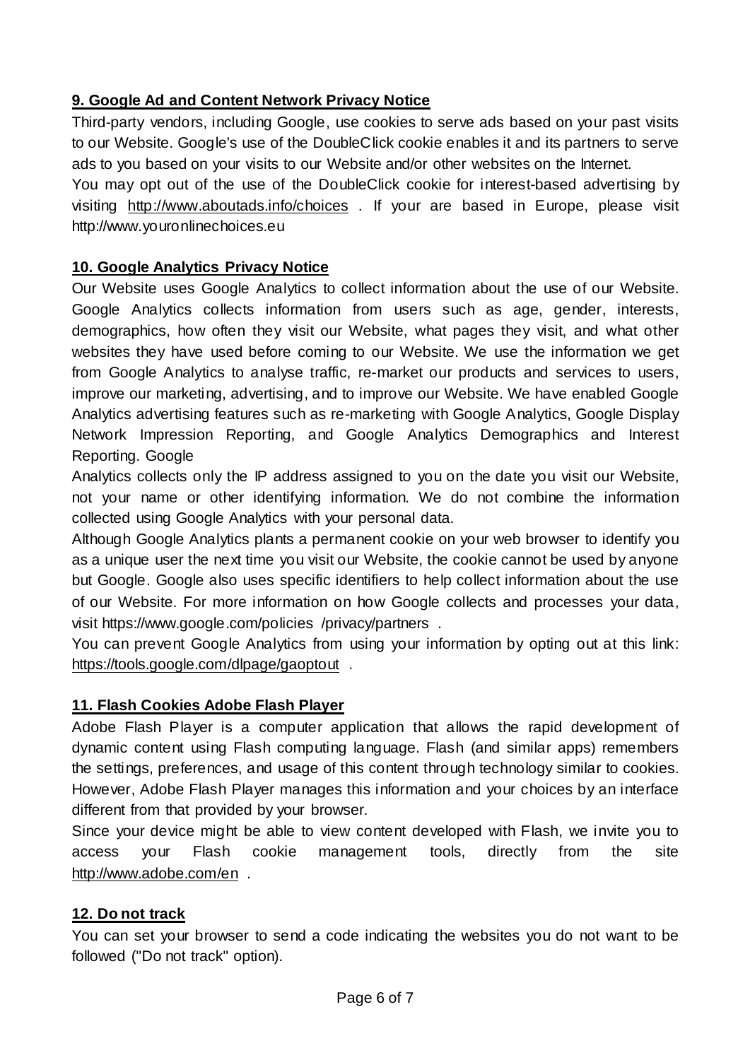**9. Google Ad and Content Network Privacy Notice**

Third-party vendors, including Google, use cookies to serve ads based on your past visits to our Website. Google's use of the DoubleClick cookie enables it and its partners to serve ads to you based on your visits to our Website and/or other websites on the Internet.
You may opt out of the use of the DoubleClick cookie for interest-based advertising by visiting http://www.aboutads.info/choices . If your are based in Europe, please visit http://www.youronlinechoices.eu

**10. Google Analytics Privacy Notice**

Our Website uses Google Analytics to collect information about the use of our Website. Google Analytics collects information from users such as age, gender, interests, demographics, how often they visit our Website, what pages they visit, and what other websites they have used before coming to our Website. We use the information we get from Google Analytics to analyse traffic, re-market our products and services to users, improve our marketing, advertising, and to improve our Website. We have enabled Google Analytics advertising features such as re-marketing with Google Analytics, Google Display Network Impression Reporting, and Google Analytics Demographics and Interest Reporting. Google
Analytics collects only the IP address assigned to you on the date you visit our Website, not your name or other identifying information. We do not combine the information collected using Google Analytics with your personal data.
Although Google Analytics plants a permanent cookie on your web browser to identify you as a unique user the next time you visit our Website, the cookie cannot be used by anyone but Google. Google also uses specific identifiers to help collect information about the use of our Website. For more information on how Google collects and processes your data, visit https://www.google.com/policies /privacy/partners .
You can prevent Google Analytics from using your information by opting out at this link: https://tools.google.com/dlpage/gaoptout .

**11. Flash Cookies Adobe Flash Player**

Adobe Flash Player is a computer application that allows the rapid development of dynamic content using Flash computing language. Flash (and similar apps) remembers the settings, preferences, and usage of this content through technology similar to cookies. However, Adobe Flash Player manages this information and your choices by an interface different from that provided by your browser.
Since your device might be able to view content developed with Flash, we invite you to access your Flash cookie management tools, directly from the site http://www.adobe.com/en .

**12. Do not track**

You can set your browser to send a code indicating the websites you do not want to be followed ("Do not track" option).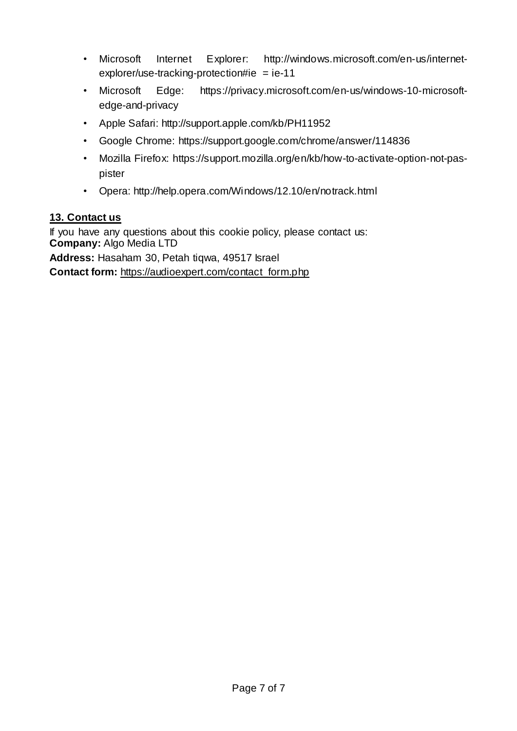- Microsoft Internet Explorer: http://windows.microsoft.com/en-us/internet-explorer/use-tracking-protection#ie = ie-11
- Microsoft Edge: https://privacy.microsoft.com/en-us/windows-10-microsoft-edge-and-privacy
- Apple Safari: http://support.apple.com/kb/PH11952
- Google Chrome: https://support.google.com/chrome/answer/114836
- Mozilla Firefox: https://support.mozilla.org/en/kb/how-to-activate-option-not-pas-pister
- Opera: http://help.opera.com/Windows/12.10/en/notrack.html

## 13. Contact us

If you have any questions about this cookie policy, please contact us:
**Company:** Algo Media LTD

**Address:** Hasaham 30, Petah tiqwa, 49517 Israel

**Contact form:** https://audioexpert.com/contact_form.php